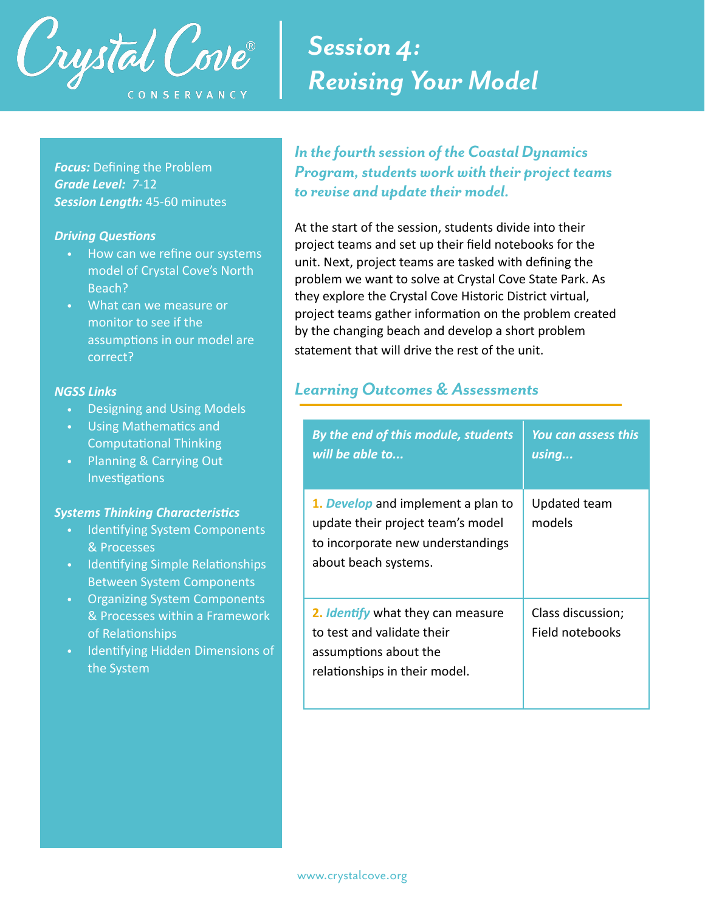Crystal Cove® CONSERVANCY

# Session 4: Revising Your Model

***Focus:*** Defining the Problem
***Grade Level:*** 7-12
***Session Length:*** 45-60 minutes

***Driving Questions***

- How can we refine our systems model of Crystal Cove's North Beach?
- What can we measure or monitor to see if the assumptions in our model are correct?

***NGSS Links***

- Designing and Using Models
- Using Mathematics and Computational Thinking
- Planning & Carrying Out Investigations

***Systems Thinking Characteristics***

- Identifying System Components & Processes
- Identifying Simple Relationships Between System Components
- Organizing System Components & Processes within a Framework of Relationships
- Identifying Hidden Dimensions of the System

***In the fourth session of the Coastal Dynamics Program, students work with their project teams to revise and update their model.***

At the start of the session, students divide into their project teams and set up their field notebooks for the unit. Next, project teams are tasked with defining the problem we want to solve at Crystal Cove State Park. As they explore the Crystal Cove Historic District virtual, project teams gather information on the problem created by the changing beach and develop a short problem statement that will drive the rest of the unit.

## *Learning Outcomes & Assessments*

| *By the end of this module, students will be able to...* | *You can assess this using...* |
|---|---|
| **1.** ***Develop*** and implement a plan to update their project team's model to incorporate new understandings about beach systems. | Updated team models |
| **2.** ***Identify*** what they can measure to test and validate their assumptions about the relationships in their model. | Class discussion; Field notebooks |

www.crystalcove.org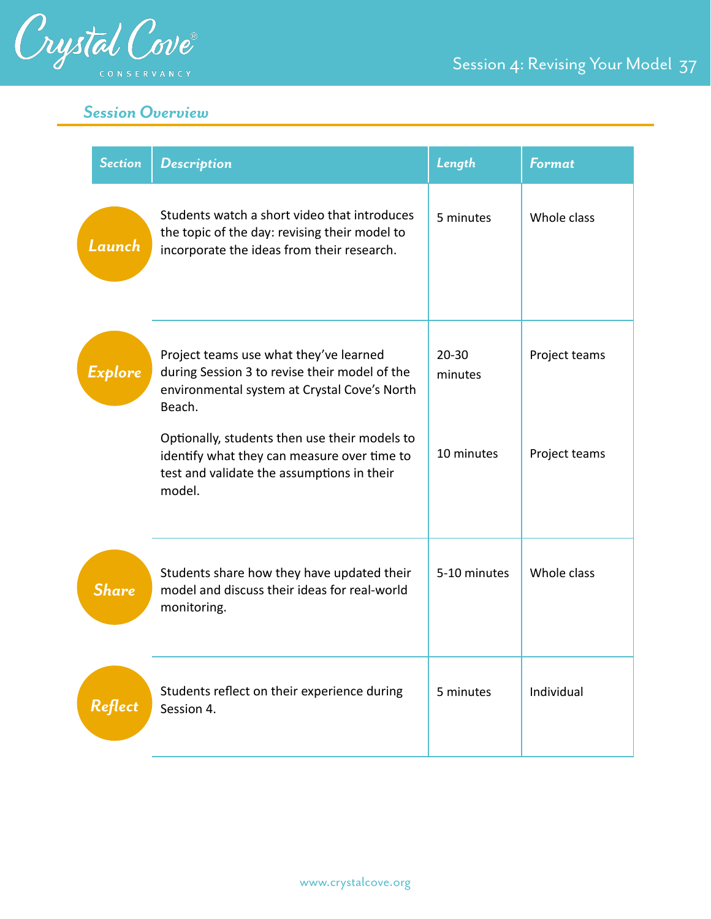## Session Overview

| Section | Description | Length | Format |
|---|---|---|---|
| Launch | Students watch a short video that introduces the topic of the day: revising their model to incorporate the ideas from their research. | 5 minutes | Whole class |
| Explore | Project teams use what they've learned during Session 3 to revise their model of the environmental system at Crystal Cove's North Beach. | 20-30 minutes | Project teams |
| | Optionally, students then use their models to identify what they can measure over time to test and validate the assumptions in their model. | 10 minutes | Project teams |
| Share | Students share how they have updated their model and discuss their ideas for real-world monitoring. | 5-10 minutes | Whole class |
| Reflect | Students reflect on their experience during Session 4. | 5 minutes | Individual |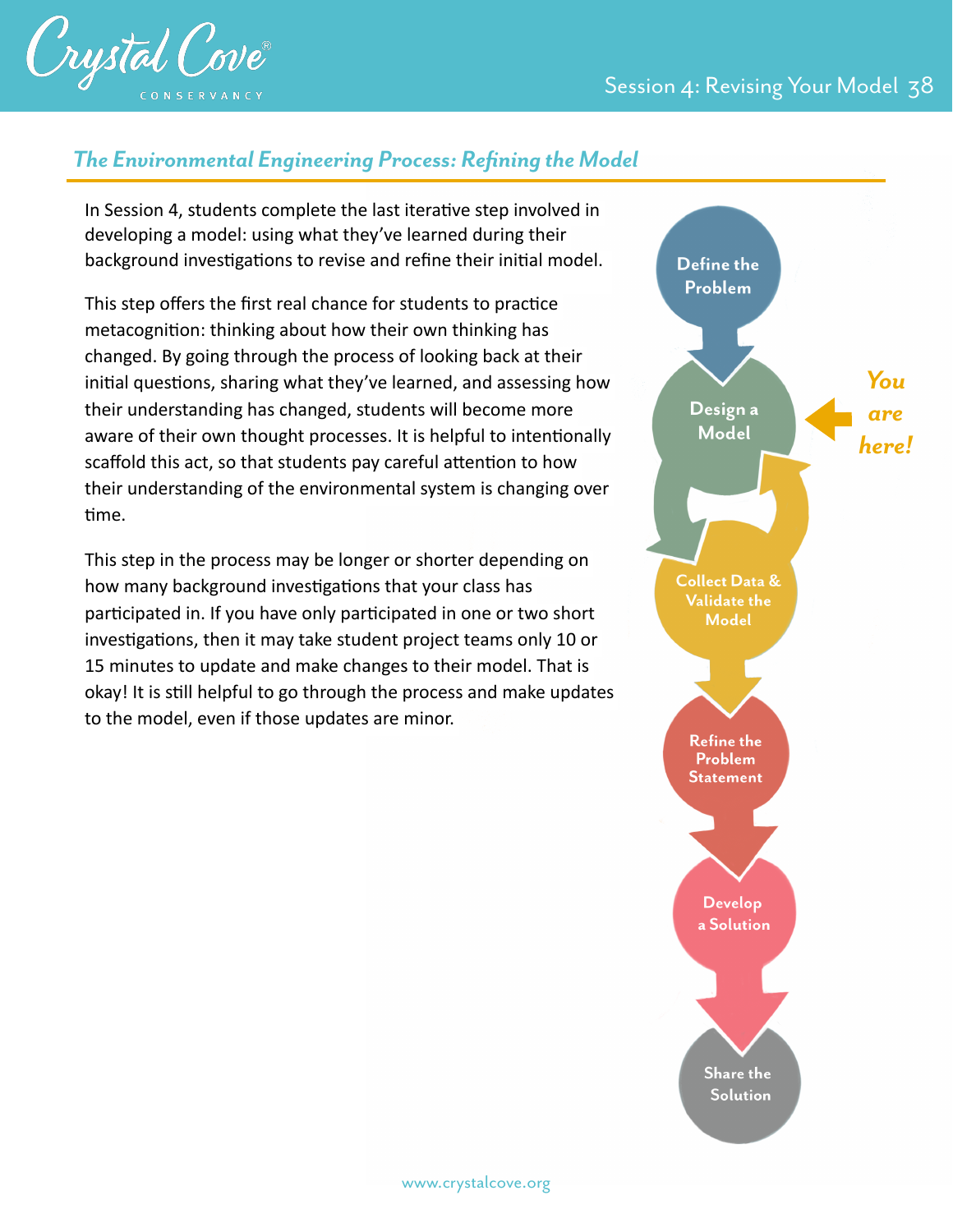## *The Environmental Engineering Process: Refining the Model*

In Session 4, students complete the last iterative step involved in developing a model: using what they've learned during their background investigations to revise and refine their initial model.

This step offers the first real chance for students to practice metacognition: thinking about how their own thinking has changed. By going through the process of looking back at their initial questions, sharing what they've learned, and assessing how their understanding has changed, students will become more aware of their own thought processes. It is helpful to intentionally scaffold this act, so that students pay careful attention to how their understanding of the environmental system is changing over time.

This step in the process may be longer or shorter depending on how many background investigations that your class has participated in. If you have only participated in one or two short investigations, then it may take student project teams only 10 or 15 minutes to update and make changes to their model. That is okay! It is still helpful to go through the process and make updates to the model, even if those updates are minor.

Define the Problem

Design a Model ← *You are here!*

Collect Data & Validate the Model

Refine the Problem Statement

Develop a Solution

Share the Solution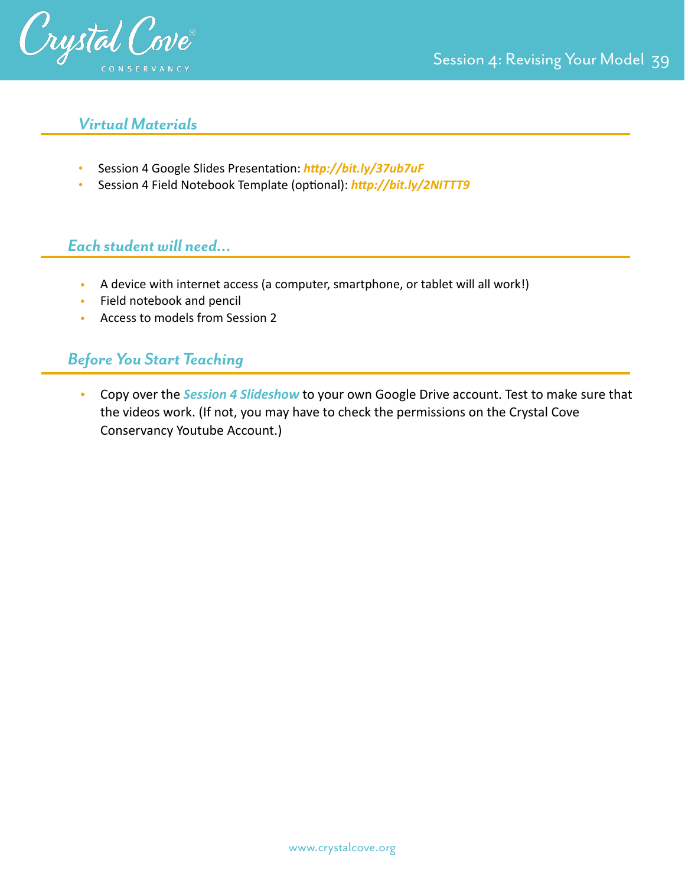### *Virtual Materials*

- Session 4 Google Slides Presentation: ***http://bit.ly/37ub7uF***
- Session 4 Field Notebook Template (optional): ***http://bit.ly/2NITTT9***

### *Each student will need...*

- A device with internet access (a computer, smartphone, or tablet will all work!)
- Field notebook and pencil
- Access to models from Session 2

### *Before You Start Teaching*

- Copy over the ***Session 4 Slideshow*** to your own Google Drive account. Test to make sure that the videos work. (If not, you may have to check the permissions on the Crystal Cove Conservancy Youtube Account.)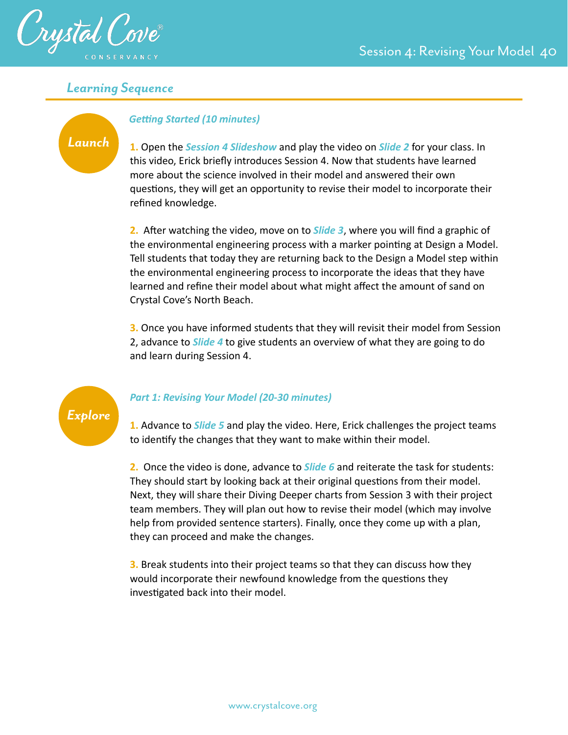## Learning Sequence

**Launch**

### *Getting Started (10 minutes)*

**1.** Open the ***Session 4 Slideshow*** and play the video on ***Slide 2*** for your class. In this video, Erick briefly introduces Session 4. Now that students have learned more about the science involved in their model and answered their own questions, they will get an opportunity to revise their model to incorporate their refined knowledge.

**2.** After watching the video, move on to ***Slide 3***, where you will find a graphic of the environmental engineering process with a marker pointing at Design a Model. Tell students that today they are returning back to the Design a Model step within the environmental engineering process to incorporate the ideas that they have learned and refine their model about what might affect the amount of sand on Crystal Cove's North Beach.

**3.** Once you have informed students that they will revisit their model from Session 2, advance to ***Slide 4*** to give students an overview of what they are going to do and learn during Session 4.

**Explore**

### *Part 1: Revising Your Model (20-30 minutes)*

**1.** Advance to ***Slide 5*** and play the video. Here, Erick challenges the project teams to identify the changes that they want to make within their model.

**2.** Once the video is done, advance to ***Slide 6*** and reiterate the task for students: They should start by looking back at their original questions from their model. Next, they will share their Diving Deeper charts from Session 3 with their project team members. They will plan out how to revise their model (which may involve help from provided sentence starters). Finally, once they come up with a plan, they can proceed and make the changes.

**3.** Break students into their project teams so that they can discuss how they would incorporate their newfound knowledge from the questions they investigated back into their model.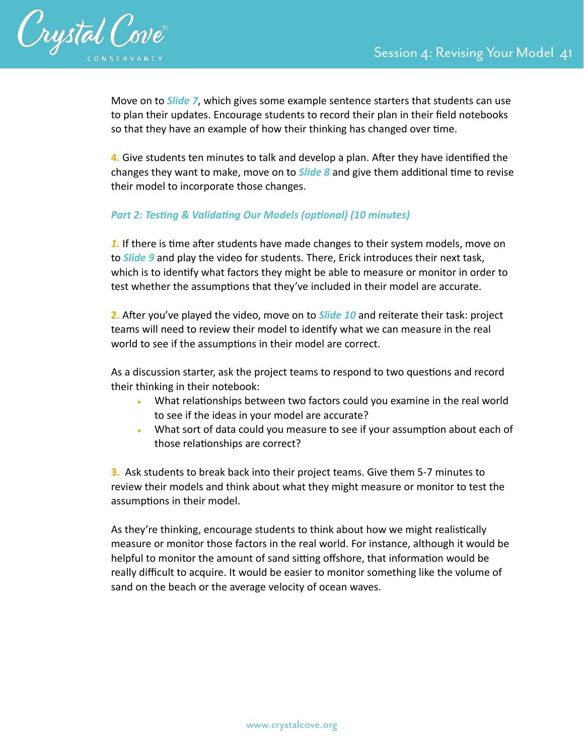Move on to ***Slide 7***, which gives some example sentence starters that students can use to plan their updates. Encourage students to record their plan in their field notebooks so that they have an example of how their thinking has changed over time.

**4.** Give students ten minutes to talk and develop a plan. After they have identified the changes they want to make, move on to ***Slide 8*** and give them additional time to revise their model to incorporate those changes.

***Part 2: Testing & Validating Our Models (optional) (10 minutes)***

***1.*** If there is time after students have made changes to their system models, move on to ***Slide 9*** and play the video for students. There, Erick introduces their next task, which is to identify what factors they might be able to measure or monitor in order to test whether the assumptions that they've included in their model are accurate.

**2.** After you've played the video, move on to ***Slide 10*** and reiterate their task: project teams will need to review their model to identify what we can measure in the real world to see if the assumptions in their model are correct.

As a discussion starter, ask the project teams to respond to two questions and record their thinking in their notebook:

- What relationships between two factors could you examine in the real world to see if the ideas in your model are accurate?
- What sort of data could you measure to see if your assumption about each of those relationships are correct?

**3.** Ask students to break back into their project teams. Give them 5-7 minutes to review their models and think about what they might measure or monitor to test the assumptions in their model.

As they're thinking, encourage students to think about how we might realistically measure or monitor those factors in the real world. For instance, although it would be helpful to monitor the amount of sand sitting offshore, that information would be really difficult to acquire. It would be easier to monitor something like the volume of sand on the beach or the average velocity of ocean waves.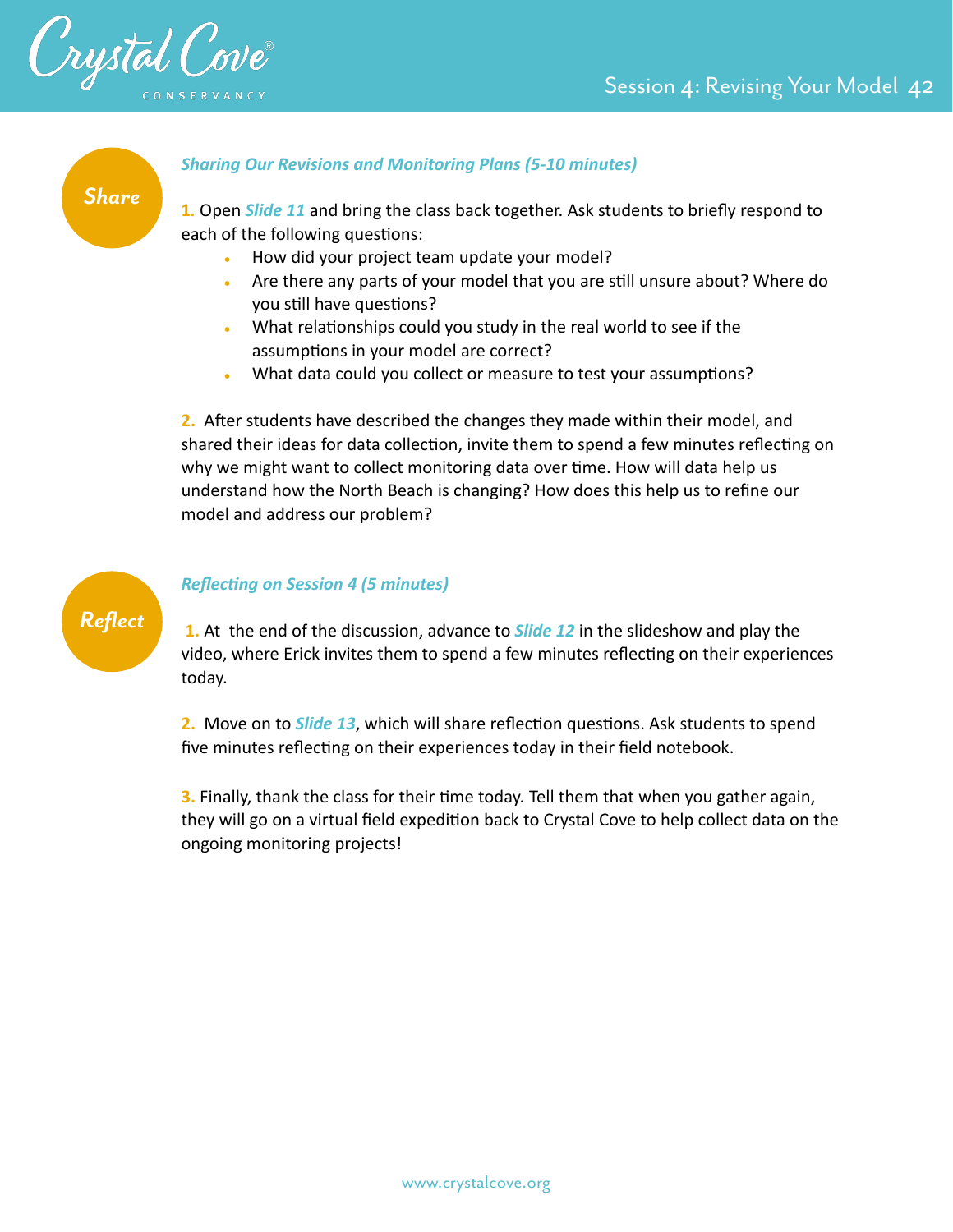**Share**

### *Sharing Our Revisions and Monitoring Plans (5-10 minutes)*

1. Open ***Slide 11*** and bring the class back together. Ask students to briefly respond to each of the following questions:
   - How did your project team update your model?
   - Are there any parts of your model that you are still unsure about? Where do you still have questions?
   - What relationships could you study in the real world to see if the assumptions in your model are correct?
   - What data could you collect or measure to test your assumptions?

2. After students have described the changes they made within their model, and shared their ideas for data collection, invite them to spend a few minutes reflecting on why we might want to collect monitoring data over time. How will data help us understand how the North Beach is changing? How does this help us to refine our model and address our problem?

**Reflect**

### *Reflecting on Session 4 (5 minutes)*

1. At the end of the discussion, advance to ***Slide 12*** in the slideshow and play the video, where Erick invites them to spend a few minutes reflecting on their experiences today.

2. Move on to ***Slide 13***, which will share reflection questions. Ask students to spend five minutes reflecting on their experiences today in their field notebook.

3. Finally, thank the class for their time today. Tell them that when you gather again, they will go on a virtual field expedition back to Crystal Cove to help collect data on the ongoing monitoring projects!